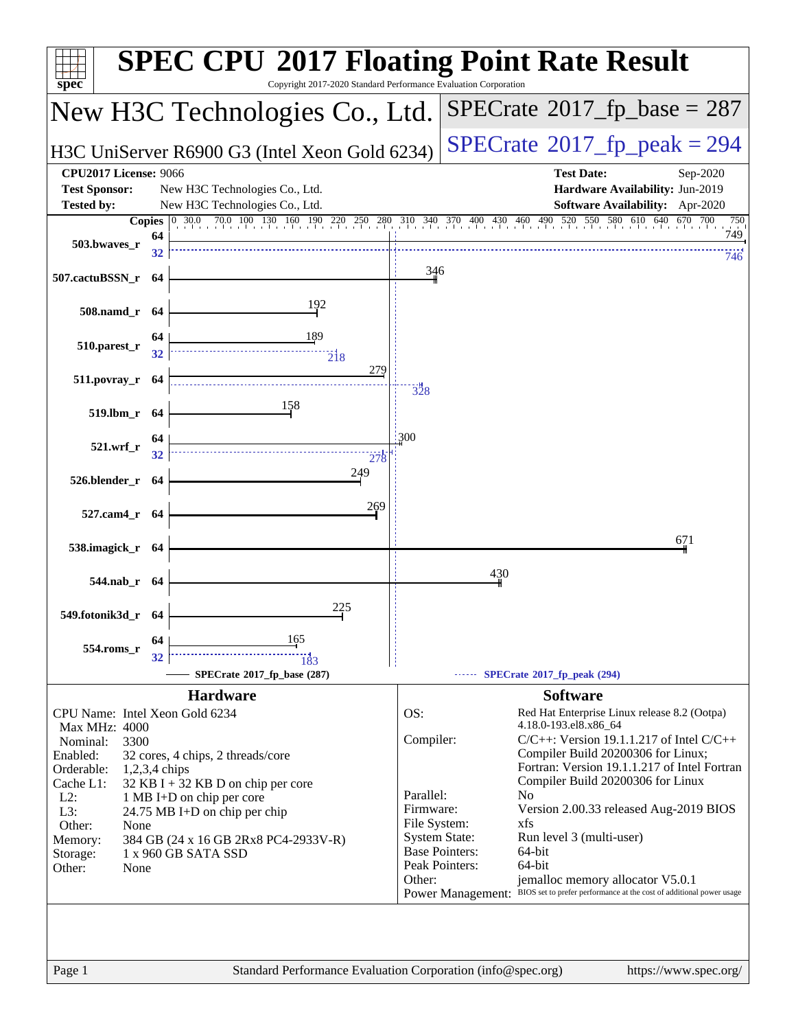# SPEC CPU 2017 Floating Point Rate Result

Copyright 2017-2020 Standard Performance Evaluation Corporation

## New H3C Technologies Co., Ltd.

H3C UniServer R6900 G3 (Intel Xeon Gold 6234)

**SPECrate 2017_fp_base = 287**

**SPECrate 2017_fp_peak = 294**

| | | | |
|---|---|---|---|
| **CPU2017 License:** | 9066 | **Test Date:** | Sep-2020 |
| **Test Sponsor:** | New H3C Technologies Co., Ltd. | **Hardware Availability:** | Jun-2019 |
| **Tested by:** | New H3C Technologies Co., Ltd. | **Software Availability:** | Apr-2020 |

| Benchmark | Copies (base) | Base | Copies (peak) | Peak |
|---|---|---|---|---|
| 503.bwaves_r | 64 | 749 | 32 | 746 |
| 507.cactuBSSN_r | 64 | 346 | | |
| 508.namd_r | 64 | 192 | | |
| 510.parest_r | 64 | 189 | 32 | 218 |
| 511.povray_r | 64 | 279 | 64 | 328 |
| 519.lbm_r | 64 | 158 | | |
| 521.wrf_r | 64 | 300 | 32 | 278 |
| 526.blender_r | 64 | 249 | | |
| 527.cam4_r | 64 | 269 | | |
| 538.imagick_r | 64 | 671 | | |
| 544.nab_r | 64 | 430 | | |
| 549.fotonik3d_r | 64 | 225 | | |
| 554.roms_r | 64 | 165 | 32 | 183 |

SPECrate 2017_fp_base (287) — SPECrate 2017_fp_peak (294)

### Hardware

| | |
|---|---|
| CPU Name: | Intel Xeon Gold 6234 |
| Max MHz: | 4000 |
| Nominal: | 3300 |
| Enabled: | 32 cores, 4 chips, 2 threads/core |
| Orderable: | 1,2,3,4 chips |
| Cache L1: | 32 KB I + 32 KB D on chip per core |
| L2: | 1 MB I+D on chip per core |
| L3: | 24.75 MB I+D on chip per chip |
| Other: | None |
| Memory: | 384 GB (24 x 16 GB 2Rx8 PC4-2933V-R) |
| Storage: | 1 x 960 GB SATA SSD |
| Other: | None |

### Software

| | |
|---|---|
| OS: | Red Hat Enterprise Linux release 8.2 (Ootpa) 4.18.0-193.el8.x86_64 |
| Compiler: | C/C++: Version 19.1.1.217 of Intel C/C++ Compiler Build 20200306 for Linux; Fortran: Version 19.1.1.217 of Intel Fortran Compiler Build 20200306 for Linux |
| Parallel: | No |
| Firmware: | Version 2.00.33 released Aug-2019 BIOS |
| File System: | xfs |
| System State: | Run level 3 (multi-user) |
| Base Pointers: | 64-bit |
| Peak Pointers: | 64-bit |
| Other: | jemalloc memory allocator V5.0.1 |
| Power Management: | BIOS set to prefer performance at the cost of additional power usage |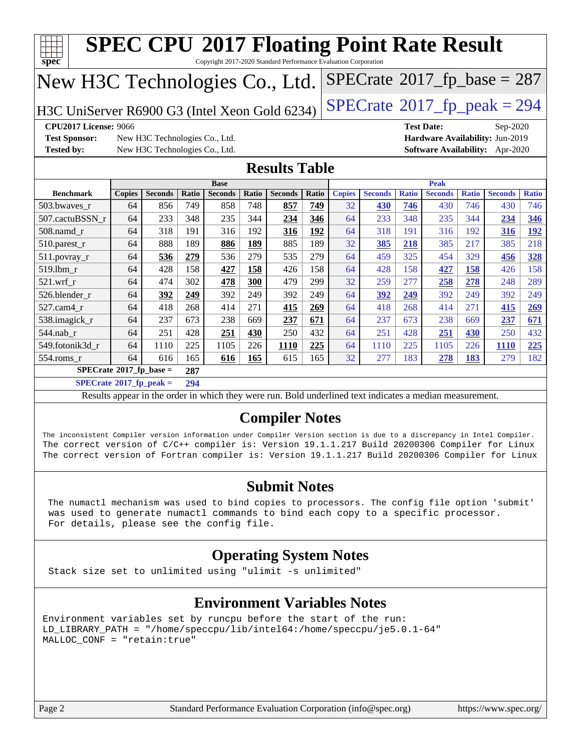# SPEC CPU 2017 Floating Point Rate Result

Copyright 2017-2020 Standard Performance Evaluation Corporation

## New H3C Technologies Co., Ltd.

H3C UniServer R6900 G3 (Intel Xeon Gold 6234)

SPECrate 2017_fp_base = 287

SPECrate 2017_fp_peak = 294

**CPU2017 License:** 9066
**Test Sponsor:** New H3C Technologies Co., Ltd.
**Tested by:** New H3C Technologies Co., Ltd.
**Test Date:** Sep-2020
**Hardware Availability:** Jun-2019
**Software Availability:** Apr-2020

## Results Table

| Benchmark | Base | | | | | | | Peak | | | | | | |
|---|---|---|---|---|---|---|---|---|---|---|---|---|---|---|
| | Copies | Seconds | Ratio | Seconds | Ratio | Seconds | Ratio | Copies | Seconds | Ratio | Seconds | Ratio | Seconds | Ratio |
| 503.bwaves_r | 64 | 856 | 749 | 858 | 748 | **857** | **749** | 32 | **430** | **746** | 430 | 746 | 430 | 746 |
| 507.cactuBSSN_r | 64 | 233 | 348 | 235 | 344 | **234** | **346** | 64 | 233 | 348 | 235 | 344 | **234** | **346** |
| 508.namd_r | 64 | 318 | 191 | 316 | 192 | **316** | **192** | 64 | 318 | 191 | 316 | 192 | **316** | **192** |
| 510.parest_r | 64 | 888 | 189 | **886** | **189** | 885 | 189 | 32 | **385** | **218** | 385 | 217 | 385 | 218 |
| 511.povray_r | 64 | **536** | **279** | 536 | 279 | 535 | 279 | 64 | 459 | 325 | 454 | 329 | **456** | **328** |
| 519.lbm_r | 64 | 428 | 158 | **427** | **158** | 426 | 158 | 64 | 428 | 158 | **427** | **158** | 426 | 158 |
| 521.wrf_r | 64 | 474 | 302 | **478** | **300** | 479 | 299 | 32 | 259 | 277 | **258** | **278** | 248 | 289 |
| 526.blender_r | 64 | **392** | **249** | 392 | 249 | 392 | 249 | 64 | **392** | **249** | 392 | 249 | 392 | 249 |
| 527.cam4_r | 64 | 418 | 268 | 414 | 271 | **415** | **269** | 64 | 418 | 268 | 414 | 271 | **415** | **269** |
| 538.imagick_r | 64 | 237 | 673 | 238 | 669 | **237** | **671** | 64 | 237 | 673 | 238 | 669 | **237** | **671** |
| 544.nab_r | 64 | 251 | 428 | **251** | **430** | 250 | 432 | 64 | 251 | 428 | **251** | **430** | 250 | 432 |
| 549.fotonik3d_r | 64 | 1110 | 225 | 1105 | 226 | **1110** | **225** | 64 | 1110 | 225 | 1105 | 226 | **1110** | **225** |
| 554.roms_r | 64 | 616 | 165 | **616** | **165** | 615 | 165 | 32 | 277 | 183 | **278** | **183** | 279 | 182 |

**SPECrate 2017_fp_base = 287**

**SPECrate 2017_fp_peak = 294**

Results appear in the order in which they were run. Bold underlined text indicates a median measurement.

## Compiler Notes

```
The inconsistent Compiler version information under Compiler Version section is due to a discrepancy in Intel Compiler.
The correct version of C/C++ compiler is: Version 19.1.1.217 Build 20200306 Compiler for Linux
The correct version of Fortran compiler is: Version 19.1.1.217 Build 20200306 Compiler for Linux
```

## Submit Notes

```
The numactl mechanism was used to bind copies to processors. The config file option 'submit'
was used to generate numactl commands to bind each copy to a specific processor.
For details, please see the config file.
```

## Operating System Notes

```
Stack size set to unlimited using "ulimit -s unlimited"
```

## Environment Variables Notes

```
Environment variables set by runcpu before the start of the run:
LD_LIBRARY_PATH = "/home/speccpu/lib/intel64:/home/speccpu/je5.0.1-64"
MALLOC_CONF = "retain:true"
```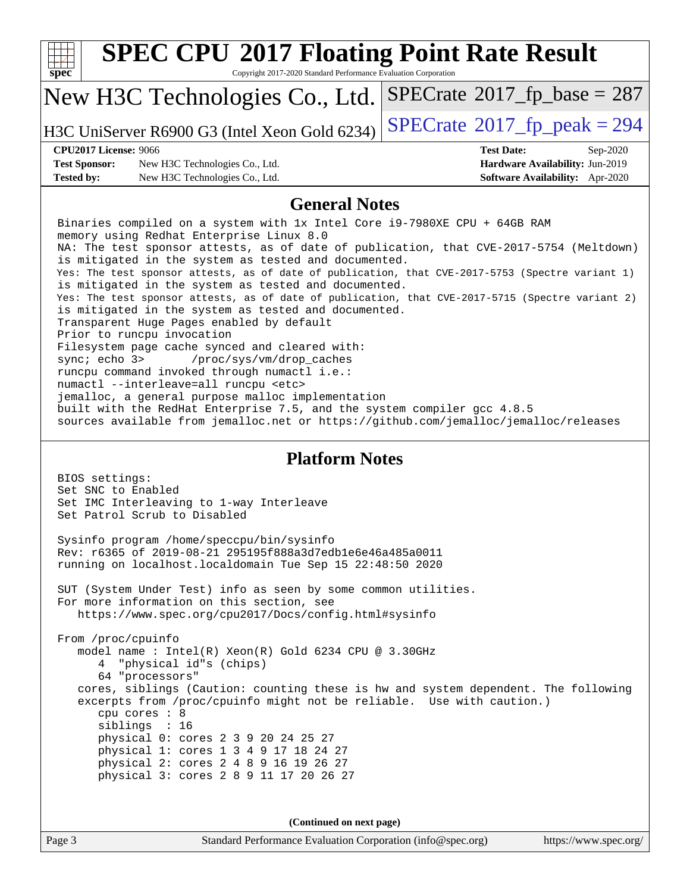# SPEC CPU 2017 Floating Point Rate Result

Copyright 2017-2020 Standard Performance Evaluation Corporation

## New H3C Technologies Co., Ltd.

H3C UniServer R6900 G3 (Intel Xeon Gold 6234)

SPECrate 2017_fp_base = 287

SPECrate 2017_fp_peak = 294

**CPU2017 License:** 9066
**Test Sponsor:** New H3C Technologies Co., Ltd.
**Tested by:** New H3C Technologies Co., Ltd.

**Test Date:** Sep-2020
**Hardware Availability:** Jun-2019
**Software Availability:** Apr-2020

## General Notes

```
Binaries compiled on a system with 1x Intel Core i9-7980XE CPU + 64GB RAM
memory using Redhat Enterprise Linux 8.0
NA: The test sponsor attests, as of date of publication, that CVE-2017-5754 (Meltdown)
is mitigated in the system as tested and documented.
Yes: The test sponsor attests, as of date of publication, that CVE-2017-5753 (Spectre variant 1)
is mitigated in the system as tested and documented.
Yes: The test sponsor attests, as of date of publication, that CVE-2017-5715 (Spectre variant 2)
is mitigated in the system as tested and documented.
Transparent Huge Pages enabled by default
Prior to runcpu invocation
Filesystem page cache synced and cleared with:
sync; echo 3>       /proc/sys/vm/drop_caches
runcpu command invoked through numactl i.e.:
numactl --interleave=all runcpu <etc>
jemalloc, a general purpose malloc implementation
built with the RedHat Enterprise 7.5, and the system compiler gcc 4.8.5
sources available from jemalloc.net or https://github.com/jemalloc/jemalloc/releases
```

## Platform Notes

```
BIOS settings:
Set SNC to Enabled
Set IMC Interleaving to 1-way Interleave
Set Patrol Scrub to Disabled

Sysinfo program /home/speccpu/bin/sysinfo
Rev: r6365 of 2019-08-21 295195f888a3d7edb1e6e46a485a0011
running on localhost.localdomain Tue Sep 15 22:48:50 2020

SUT (System Under Test) info as seen by some common utilities.
For more information on this section, see
   https://www.spec.org/cpu2017/Docs/config.html#sysinfo

From /proc/cpuinfo
   model name : Intel(R) Xeon(R) Gold 6234 CPU @ 3.30GHz
      4  "physical id"s (chips)
      64 "processors"
   cores, siblings (Caution: counting these is hw and system dependent. The following
   excerpts from /proc/cpuinfo might not be reliable.  Use with caution.)
      cpu cores : 8
      siblings  : 16
      physical 0: cores 2 3 9 20 24 25 27
      physical 1: cores 1 3 4 9 17 18 24 27
      physical 2: cores 2 4 8 9 16 19 26 27
      physical 3: cores 2 8 9 11 17 20 26 27
```

**(Continued on next page)**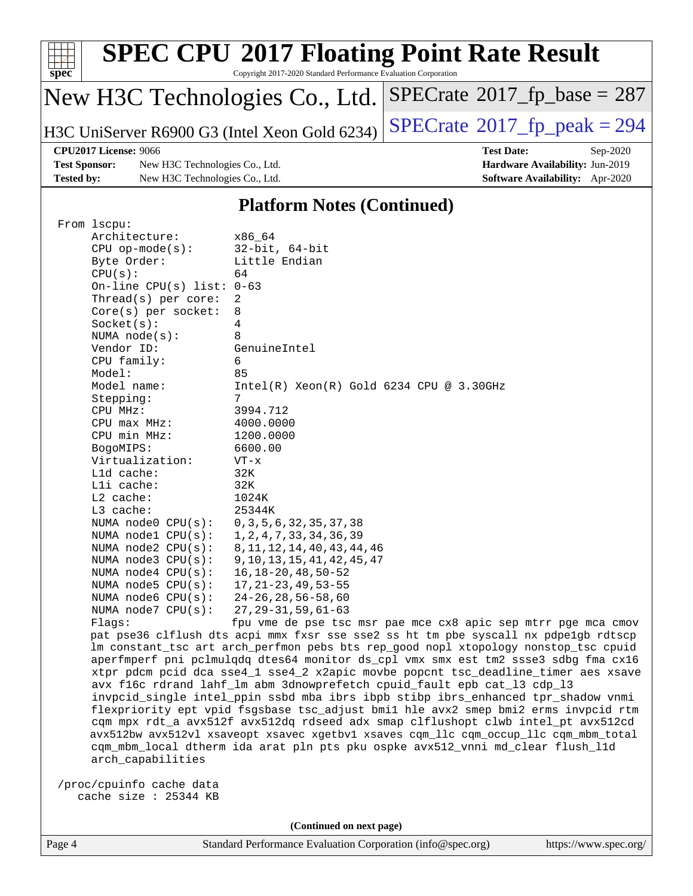# SPEC CPU 2017 Floating Point Rate Result

Copyright 2017-2020 Standard Performance Evaluation Corporation

New H3C Technologies Co., Ltd.

H3C UniServer R6900 G3 (Intel Xeon Gold 6234)

SPECrate 2017_fp_base = 287

SPECrate 2017_fp_peak = 294

**CPU2017 License:** 9066
**Test Sponsor:** New H3C Technologies Co., Ltd.
**Tested by:** New H3C Technologies Co., Ltd.
**Test Date:** Sep-2020
**Hardware Availability:** Jun-2019
**Software Availability:** Apr-2020

## Platform Notes (Continued)

```
From lscpu:
     Architecture:          x86_64
     CPU op-mode(s):        32-bit, 64-bit
     Byte Order:            Little Endian
     CPU(s):                64
     On-line CPU(s) list: 0-63
     Thread(s) per core:  2
     Core(s) per socket:  8
     Socket(s):             4
     NUMA node(s):          8
     Vendor ID:             GenuineIntel
     CPU family:            6
     Model:                 85
     Model name:            Intel(R) Xeon(R) Gold 6234 CPU @ 3.30GHz
     Stepping:              7
     CPU MHz:               3994.712
     CPU max MHz:           4000.0000
     CPU min MHz:           1200.0000
     BogoMIPS:              6600.00
     Virtualization:        VT-x
     L1d cache:             32K
     L1i cache:             32K
     L2 cache:              1024K
     L3 cache:              25344K
     NUMA node0 CPU(s):     0,3,5,6,32,35,37,38
     NUMA node1 CPU(s):     1,2,4,7,33,34,36,39
     NUMA node2 CPU(s):     8,11,12,14,40,43,44,46
     NUMA node3 CPU(s):     9,10,13,15,41,42,45,47
     NUMA node4 CPU(s):     16,18-20,48,50-52
     NUMA node5 CPU(s):     17,21-23,49,53-55
     NUMA node6 CPU(s):     24-26,28,56-58,60
     NUMA node7 CPU(s):     27,29-31,59,61-63
     Flags:                 fpu vme de pse tsc msr pae mce cx8 apic sep mtrr pge mca cmov
     pat pse36 clflush dts acpi mmx fxsr sse sse2 ss ht tm pbe syscall nx pdpe1gb rdtscp
     lm constant_tsc art arch_perfmon pebs bts rep_good nopl xtopology nonstop_tsc cpuid
     aperfmperf pni pclmulqdq dtes64 monitor ds_cpl vmx smx est tm2 ssse3 sdbg fma cx16
     xtpr pdcm pcid dca sse4_1 sse4_2 x2apic movbe popcnt tsc_deadline_timer aes xsave
     avx f16c rdrand lahf_lm abm 3dnowprefetch cpuid_fault epb cat_l3 cdp_l3
     invpcid_single intel_ppin ssbd mba ibrs ibpb stibp ibrs_enhanced tpr_shadow vnmi
     flexpriority ept vpid fsgsbase tsc_adjust bmi1 hle avx2 smep bmi2 erms invpcid rtm
     cqm mpx rdt_a avx512f avx512dq rdseed adx smap clflushopt clwb intel_pt avx512cd
     avx512bw avx512vl xsaveopt xsavec xgetbv1 xsaves cqm_llc cqm_occup_llc cqm_mbm_total
     cqm_mbm_local dtherm ida arat pln pts pku ospke avx512_vnni md_clear flush_l1d
     arch_capabilities

 /proc/cpuinfo cache data
    cache size : 25344 KB
```

(Continued on next page)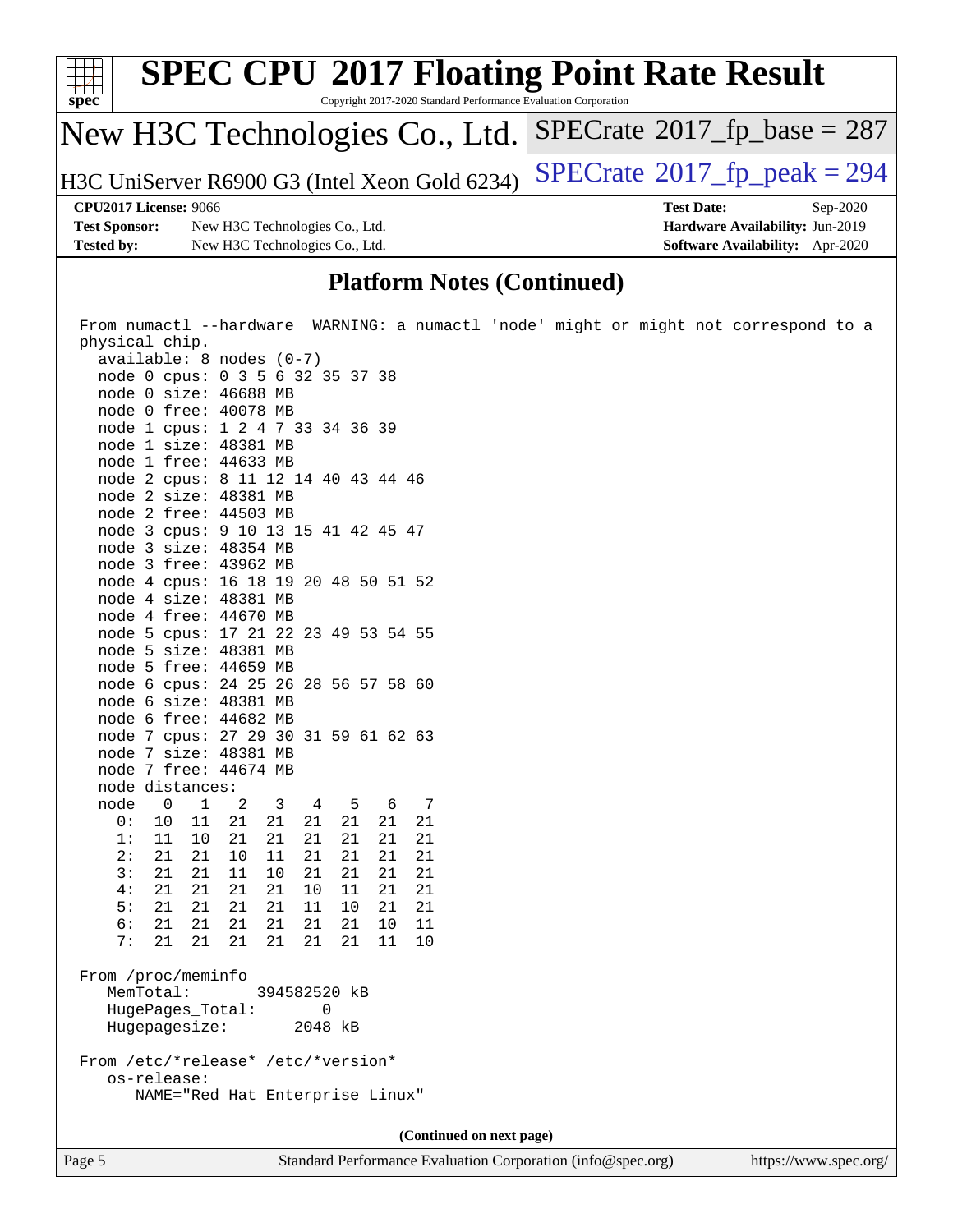## Platform Notes (Continued)

```
 From numactl --hardware  WARNING: a numactl 'node' might or might not correspond to a
 physical chip.
   available: 8 nodes (0-7)
   node 0 cpus: 0 3 5 6 32 35 37 38
   node 0 size: 46688 MB
   node 0 free: 40078 MB
   node 1 cpus: 1 2 4 7 33 34 36 39
   node 1 size: 48381 MB
   node 1 free: 44633 MB
   node 2 cpus: 8 11 12 14 40 43 44 46
   node 2 size: 48381 MB
   node 2 free: 44503 MB
   node 3 cpus: 9 10 13 15 41 42 45 47
   node 3 size: 48354 MB
   node 3 free: 43962 MB
   node 4 cpus: 16 18 19 20 48 50 51 52
   node 4 size: 48381 MB
   node 4 free: 44670 MB
   node 5 cpus: 17 21 22 23 49 53 54 55
   node 5 size: 48381 MB
   node 5 free: 44659 MB
   node 6 cpus: 24 25 26 28 56 57 58 60
   node 6 size: 48381 MB
   node 6 free: 44682 MB
   node 7 cpus: 27 29 30 31 59 61 62 63
   node 7 size: 48381 MB
   node 7 free: 44674 MB
   node distances:
   node   0   1   2   3   4   5   6   7
     0:  10  11  21  21  21  21  21  21
     1:  11  10  21  21  21  21  21  21
     2:  21  21  10  11  21  21  21  21
     3:  21  21  11  10  21  21  21  21
     4:  21  21  21  21  10  11  21  21
     5:  21  21  21  21  11  10  21  21
     6:  21  21  21  21  21  21  10  11
     7:  21  21  21  21  21  21  11  10

 From /proc/meminfo
    MemTotal:       394582520 kB
    HugePages_Total:       0
    Hugepagesize:       2048 kB

 From /etc/*release* /etc/*version*
    os-release:
       NAME="Red Hat Enterprise Linux"
```

(Continued on next page)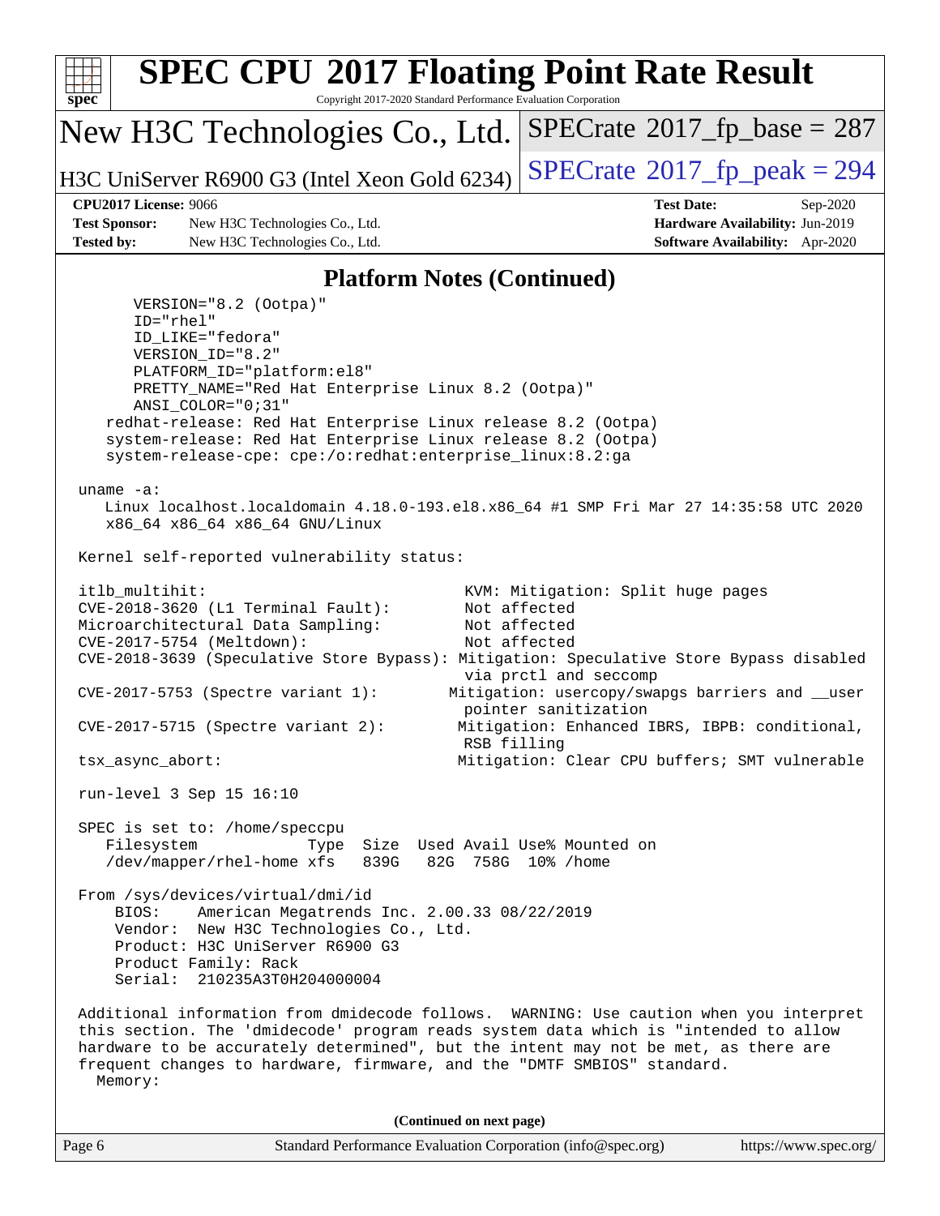# SPEC CPU 2017 Floating Point Rate Result

Copyright 2017-2020 Standard Performance Evaluation Corporation

**New H3C Technologies Co., Ltd.**

**H3C UniServer R6900 G3 (Intel Xeon Gold 6234)**

SPECrate 2017_fp_base = 287

SPECrate 2017_fp_peak = 294

**CPU2017 License:** 9066
**Test Sponsor:** New H3C Technologies Co., Ltd.
**Tested by:** New H3C Technologies Co., Ltd.

**Test Date:** Sep-2020
**Hardware Availability:** Jun-2019
**Software Availability:** Apr-2020

## Platform Notes (Continued)

```
        VERSION="8.2 (Ootpa)"
        ID="rhel"
        ID_LIKE="fedora"
        VERSION_ID="8.2"
        PLATFORM_ID="platform:el8"
        PRETTY_NAME="Red Hat Enterprise Linux 8.2 (Ootpa)"
        ANSI_COLOR="0;31"
     redhat-release: Red Hat Enterprise Linux release 8.2 (Ootpa)
     system-release: Red Hat Enterprise Linux release 8.2 (Ootpa)
     system-release-cpe: cpe:/o:redhat:enterprise_linux:8.2:ga

  uname -a:
     Linux localhost.localdomain 4.18.0-193.el8.x86_64 #1 SMP Fri Mar 27 14:35:58 UTC 2020
     x86_64 x86_64 x86_64 GNU/Linux

  Kernel self-reported vulnerability status:

  itlb_multihit:                                    KVM: Mitigation: Split huge pages
  CVE-2018-3620 (L1 Terminal Fault):                Not affected
  Microarchitectural Data Sampling:                 Not affected
  CVE-2017-5754 (Meltdown):                         Not affected
  CVE-2018-3639 (Speculative Store Bypass): Mitigation: Speculative Store Bypass disabled
                                                    via prctl and seccomp
  CVE-2017-5753 (Spectre variant 1):              Mitigation: usercopy/swapgs barriers and __user
                                                    pointer sanitization
  CVE-2017-5715 (Spectre variant 2):               Mitigation: Enhanced IBRS, IBPB: conditional,
                                                    RSB filling
  tsx_async_abort:                                 Mitigation: Clear CPU buffers; SMT vulnerable

  run-level 3 Sep 15 16:10

  SPEC is set to: /home/speccpu
     Filesystem            Type  Size  Used Avail Use% Mounted on
     /dev/mapper/rhel-home xfs   839G   82G  758G  10% /home

  From /sys/devices/virtual/dmi/id
      BIOS:    American Megatrends Inc. 2.00.33 08/22/2019
      Vendor:  New H3C Technologies Co., Ltd.
      Product: H3C UniServer R6900 G3
      Product Family: Rack
      Serial:  210235A3T0H204000004

  Additional information from dmidecode follows.  WARNING: Use caution when you interpret
  this section. The 'dmidecode' program reads system data which is "intended to allow
  hardware to be accurately determined", but the intent may not be met, as there are
  frequent changes to hardware, firmware, and the "DMTF SMBIOS" standard.
    Memory:
```

**(Continued on next page)**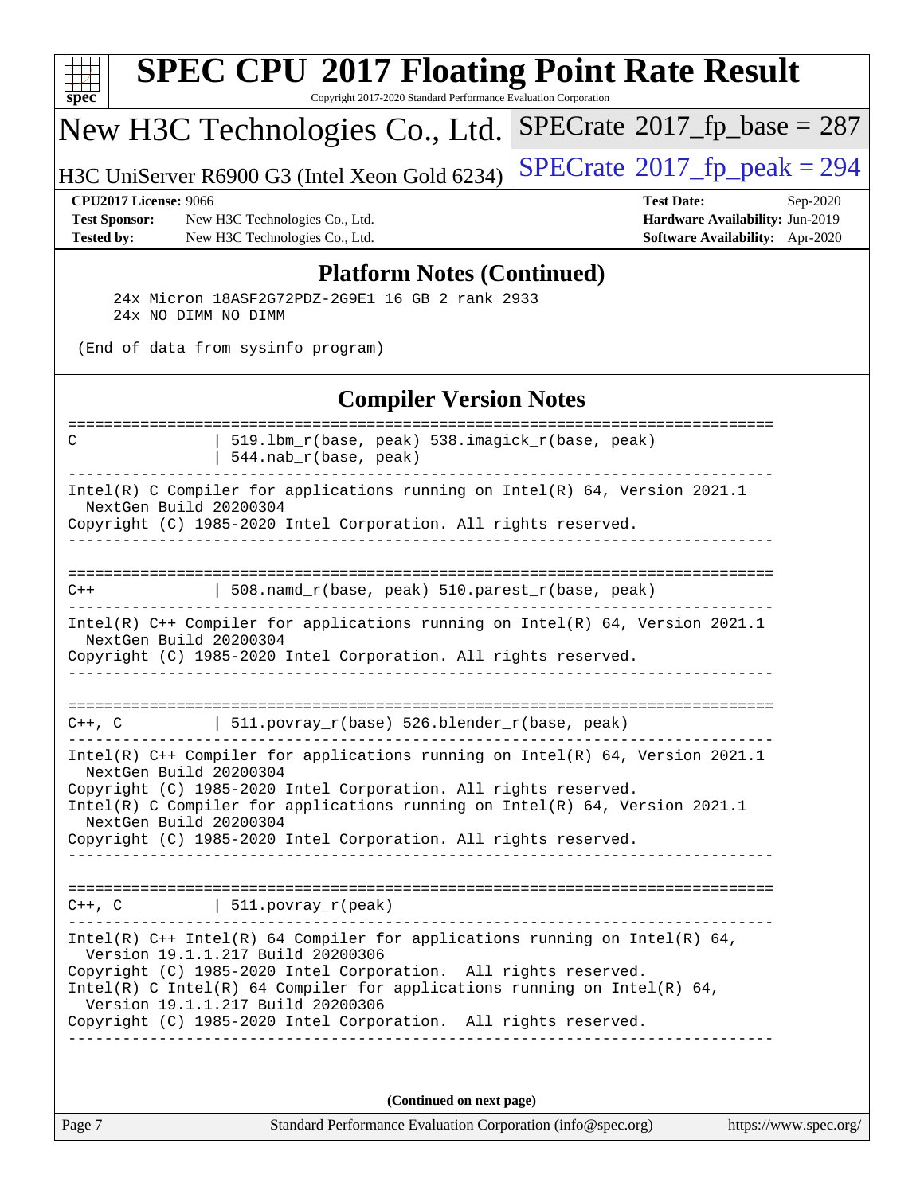## Platform Notes (Continued)

```
     24x Micron 18ASF2G72PDZ-2G9E1 16 GB 2 rank 2933
     24x NO DIMM NO DIMM

 (End of data from sysinfo program)
```

## Compiler Version Notes

```
==============================================================================
C               | 519.lbm_r(base, peak) 538.imagick_r(base, peak)
                | 544.nab_r(base, peak)
------------------------------------------------------------------------------
Intel(R) C Compiler for applications running on Intel(R) 64, Version 2021.1
  NextGen Build 20200304
Copyright (C) 1985-2020 Intel Corporation. All rights reserved.
------------------------------------------------------------------------------

==============================================================================
C++             | 508.namd_r(base, peak) 510.parest_r(base, peak)
------------------------------------------------------------------------------
Intel(R) C++ Compiler for applications running on Intel(R) 64, Version 2021.1
  NextGen Build 20200304
Copyright (C) 1985-2020 Intel Corporation. All rights reserved.
------------------------------------------------------------------------------

==============================================================================
C++, C          | 511.povray_r(base) 526.blender_r(base, peak)
------------------------------------------------------------------------------
Intel(R) C++ Compiler for applications running on Intel(R) 64, Version 2021.1
  NextGen Build 20200304
Copyright (C) 1985-2020 Intel Corporation. All rights reserved.
Intel(R) C Compiler for applications running on Intel(R) 64, Version 2021.1
  NextGen Build 20200304
Copyright (C) 1985-2020 Intel Corporation. All rights reserved.
------------------------------------------------------------------------------

==============================================================================
C++, C          | 511.povray_r(peak)
------------------------------------------------------------------------------
Intel(R) C++ Intel(R) 64 Compiler for applications running on Intel(R) 64,
  Version 19.1.1.217 Build 20200306
Copyright (C) 1985-2020 Intel Corporation.  All rights reserved.
Intel(R) C Intel(R) 64 Compiler for applications running on Intel(R) 64,
  Version 19.1.1.217 Build 20200306
Copyright (C) 1985-2020 Intel Corporation.  All rights reserved.
------------------------------------------------------------------------------
```

**(Continued on next page)**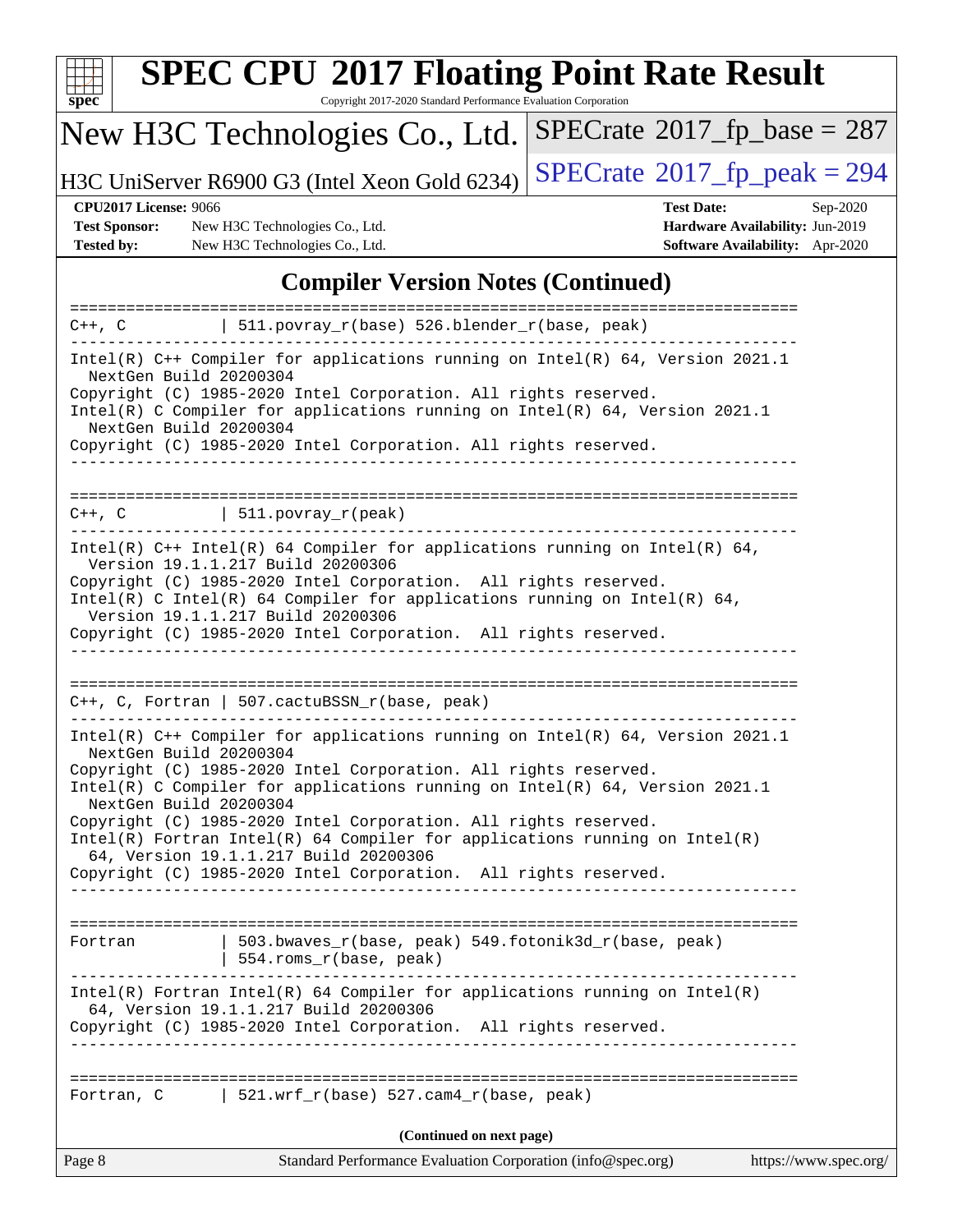# SPEC CPU 2017 Floating Point Rate Result

Copyright 2017-2020 Standard Performance Evaluation Corporation

New H3C Technologies Co., Ltd. | SPECrate 2017_fp_base = 287

H3C UniServer R6900 G3 (Intel Xeon Gold 6234) | SPECrate 2017_fp_peak = 294

**CPU2017 License:** 9066
**Test Sponsor:** New H3C Technologies Co., Ltd.
**Tested by:** New H3C Technologies Co., Ltd.
**Test Date:** Sep-2020
**Hardware Availability:** Jun-2019
**Software Availability:** Apr-2020

## Compiler Version Notes (Continued)

```
==============================================================================
C++, C          | 511.povray_r(base) 526.blender_r(base, peak)
------------------------------------------------------------------------------
Intel(R) C++ Compiler for applications running on Intel(R) 64, Version 2021.1
  NextGen Build 20200304
Copyright (C) 1985-2020 Intel Corporation. All rights reserved.
Intel(R) C Compiler for applications running on Intel(R) 64, Version 2021.1
  NextGen Build 20200304
Copyright (C) 1985-2020 Intel Corporation. All rights reserved.
------------------------------------------------------------------------------

==============================================================================
C++, C          | 511.povray_r(peak)
------------------------------------------------------------------------------
Intel(R) C++ Intel(R) 64 Compiler for applications running on Intel(R) 64,
  Version 19.1.1.217 Build 20200306
Copyright (C) 1985-2020 Intel Corporation.  All rights reserved.
Intel(R) C Intel(R) 64 Compiler for applications running on Intel(R) 64,
  Version 19.1.1.217 Build 20200306
Copyright (C) 1985-2020 Intel Corporation.  All rights reserved.
------------------------------------------------------------------------------

==============================================================================
C++, C, Fortran | 507.cactuBSSN_r(base, peak)
------------------------------------------------------------------------------
Intel(R) C++ Compiler for applications running on Intel(R) 64, Version 2021.1
  NextGen Build 20200304
Copyright (C) 1985-2020 Intel Corporation. All rights reserved.
Intel(R) C Compiler for applications running on Intel(R) 64, Version 2021.1
  NextGen Build 20200304
Copyright (C) 1985-2020 Intel Corporation. All rights reserved.
Intel(R) Fortran Intel(R) 64 Compiler for applications running on Intel(R)
  64, Version 19.1.1.217 Build 20200306
Copyright (C) 1985-2020 Intel Corporation.  All rights reserved.
------------------------------------------------------------------------------

==============================================================================
Fortran         | 503.bwaves_r(base, peak) 549.fotonik3d_r(base, peak)
                | 554.roms_r(base, peak)
------------------------------------------------------------------------------
Intel(R) Fortran Intel(R) 64 Compiler for applications running on Intel(R)
  64, Version 19.1.1.217 Build 20200306
Copyright (C) 1985-2020 Intel Corporation.  All rights reserved.
------------------------------------------------------------------------------

==============================================================================
Fortran, C      | 521.wrf_r(base) 527.cam4_r(base, peak)
```

(Continued on next page)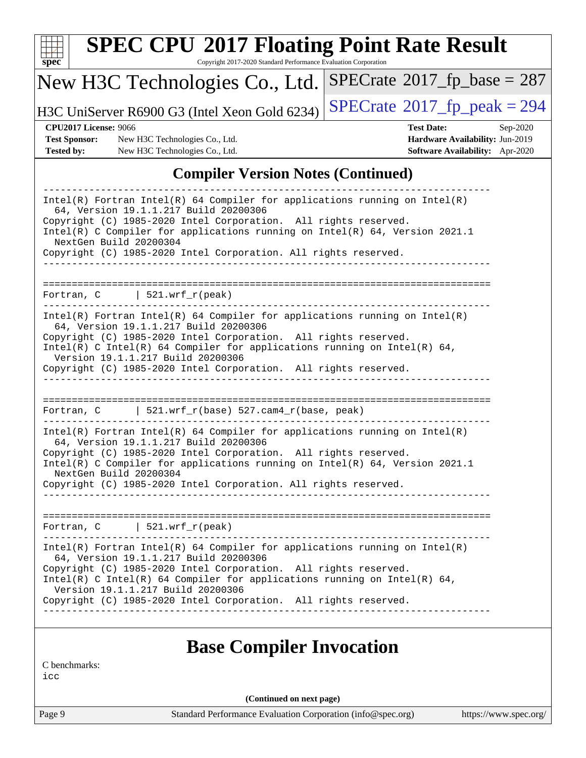## Compiler Version Notes (Continued)

```
------------------------------------------------------------------------------
Intel(R) Fortran Intel(R) 64 Compiler for applications running on Intel(R)
  64, Version 19.1.1.217 Build 20200306
Copyright (C) 1985-2020 Intel Corporation.  All rights reserved.
Intel(R) C Compiler for applications running on Intel(R) 64, Version 2021.1
  NextGen Build 20200304
Copyright (C) 1985-2020 Intel Corporation. All rights reserved.
------------------------------------------------------------------------------

==============================================================================
Fortran, C      | 521.wrf_r(peak)
------------------------------------------------------------------------------
Intel(R) Fortran Intel(R) 64 Compiler for applications running on Intel(R)
  64, Version 19.1.1.217 Build 20200306
Copyright (C) 1985-2020 Intel Corporation.  All rights reserved.
Intel(R) C Intel(R) 64 Compiler for applications running on Intel(R) 64,
  Version 19.1.1.217 Build 20200306
Copyright (C) 1985-2020 Intel Corporation.  All rights reserved.
------------------------------------------------------------------------------

==============================================================================
Fortran, C      | 521.wrf_r(base) 527.cam4_r(base, peak)
------------------------------------------------------------------------------
Intel(R) Fortran Intel(R) 64 Compiler for applications running on Intel(R)
  64, Version 19.1.1.217 Build 20200306
Copyright (C) 1985-2020 Intel Corporation.  All rights reserved.
Intel(R) C Compiler for applications running on Intel(R) 64, Version 2021.1
  NextGen Build 20200304
Copyright (C) 1985-2020 Intel Corporation. All rights reserved.
------------------------------------------------------------------------------

==============================================================================
Fortran, C      | 521.wrf_r(peak)
------------------------------------------------------------------------------
Intel(R) Fortran Intel(R) 64 Compiler for applications running on Intel(R)
  64, Version 19.1.1.217 Build 20200306
Copyright (C) 1985-2020 Intel Corporation.  All rights reserved.
Intel(R) C Intel(R) 64 Compiler for applications running on Intel(R) 64,
  Version 19.1.1.217 Build 20200306
Copyright (C) 1985-2020 Intel Corporation.  All rights reserved.
------------------------------------------------------------------------------
```

## Base Compiler Invocation

C benchmarks:
icc

(Continued on next page)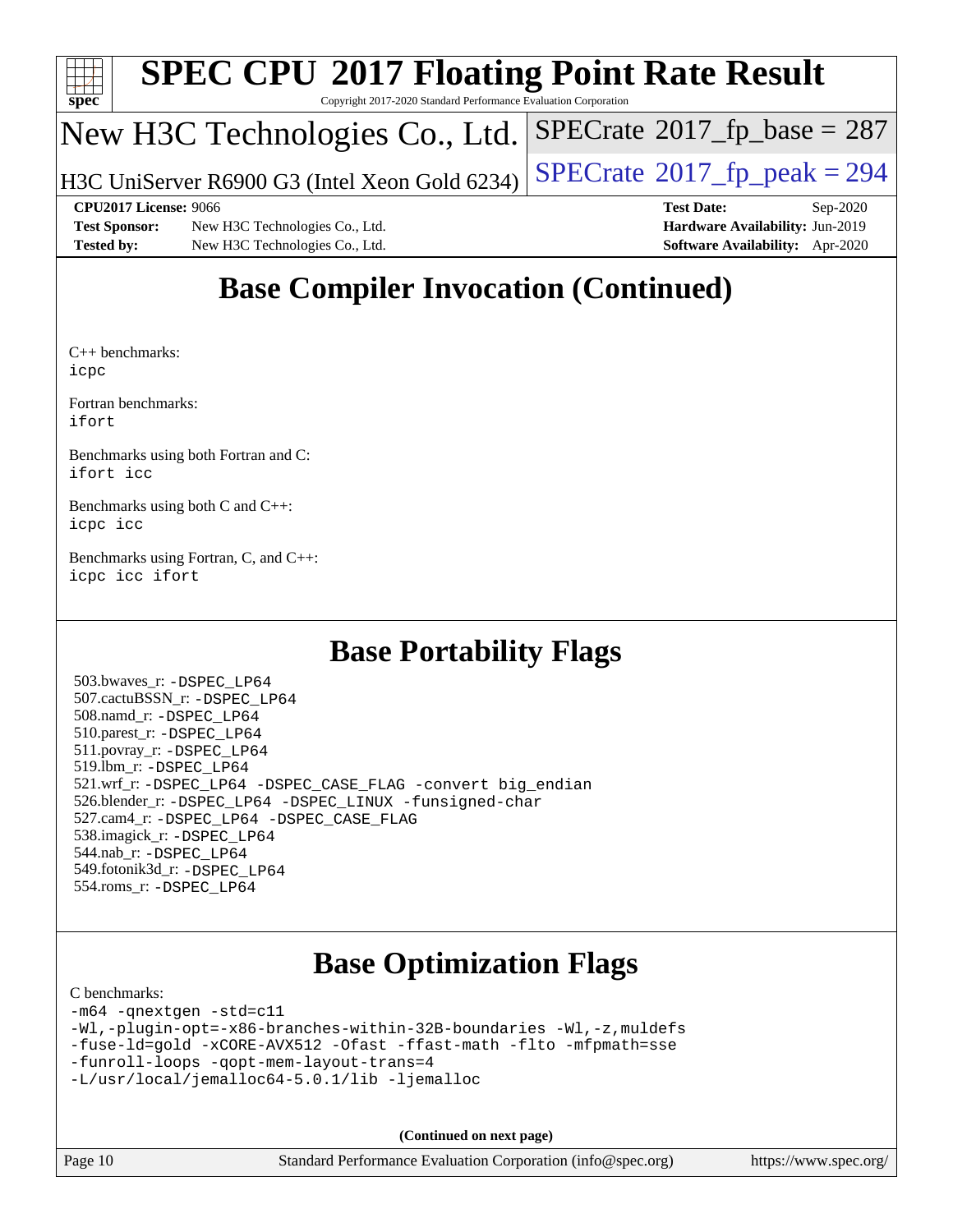# SPEC CPU 2017 Floating Point Rate Result

Copyright 2017-2020 Standard Performance Evaluation Corporation

New H3C Technologies Co., Ltd.

H3C UniServer R6900 G3 (Intel Xeon Gold 6234)

SPECrate 2017_fp_base = 287

SPECrate 2017_fp_peak = 294

**CPU2017 License:** 9066
**Test Sponsor:** New H3C Technologies Co., Ltd.
**Tested by:** New H3C Technologies Co., Ltd.

**Test Date:** Sep-2020
**Hardware Availability:** Jun-2019
**Software Availability:** Apr-2020

## Base Compiler Invocation (Continued)

C++ benchmarks:
`icpc`

Fortran benchmarks:
`ifort`

Benchmarks using both Fortran and C:
`ifort icc`

Benchmarks using both C and C++:
`icpc icc`

Benchmarks using Fortran, C, and C++:
`icpc icc ifort`

## Base Portability Flags

503.bwaves_r: `-DSPEC_LP64`
507.cactuBSSN_r: `-DSPEC_LP64`
508.namd_r: `-DSPEC_LP64`
510.parest_r: `-DSPEC_LP64`
511.povray_r: `-DSPEC_LP64`
519.lbm_r: `-DSPEC_LP64`
521.wrf_r: `-DSPEC_LP64 -DSPEC_CASE_FLAG -convert big_endian`
526.blender_r: `-DSPEC_LP64 -DSPEC_LINUX -funsigned-char`
527.cam4_r: `-DSPEC_LP64 -DSPEC_CASE_FLAG`
538.imagick_r: `-DSPEC_LP64`
544.nab_r: `-DSPEC_LP64`
549.fotonik3d_r: `-DSPEC_LP64`
554.roms_r: `-DSPEC_LP64`

## Base Optimization Flags

C benchmarks:

```
-m64 -qnextgen -std=c11
-Wl,-plugin-opt=-x86-branches-within-32B-boundaries -Wl,-z,muldefs
-fuse-ld=gold -xCORE-AVX512 -Ofast -ffast-math -flto -mfpmath=sse
-funroll-loops -qopt-mem-layout-trans=4
-L/usr/local/jemalloc64-5.0.1/lib -ljemalloc
```

**(Continued on next page)**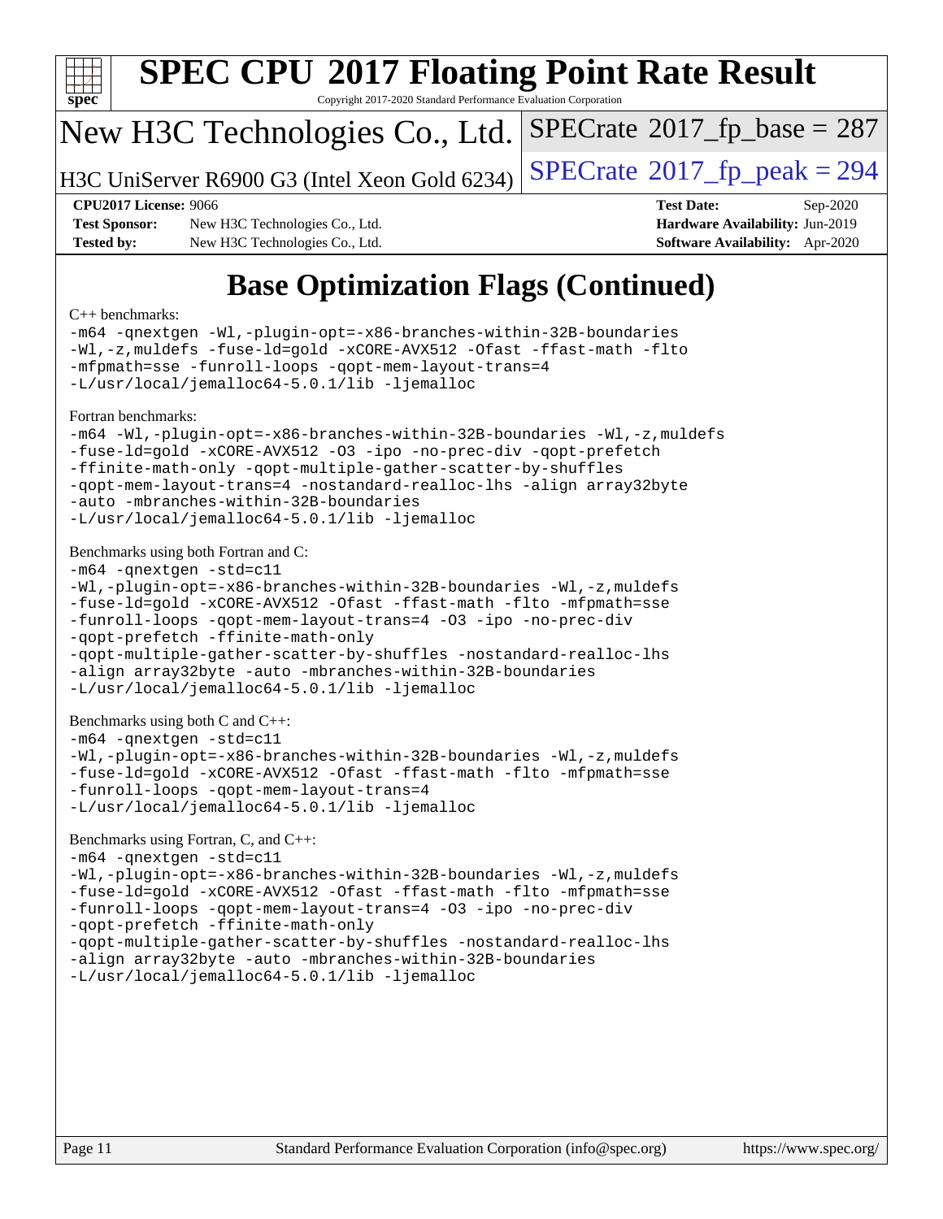# SPEC CPU 2017 Floating Point Rate Result

Copyright 2017-2020 Standard Performance Evaluation Corporation

New H3C Technologies Co., Ltd.

H3C UniServer R6900 G3 (Intel Xeon Gold 6234)

SPECrate 2017_fp_base = 287

SPECrate 2017_fp_peak = 294

**CPU2017 License:** 9066
**Test Sponsor:** New H3C Technologies Co., Ltd.
**Tested by:** New H3C Technologies Co., Ltd.

**Test Date:** Sep-2020
**Hardware Availability:** Jun-2019
**Software Availability:** Apr-2020

## Base Optimization Flags (Continued)

C++ benchmarks:

```
-m64 -qnextgen -Wl,-plugin-opt=-x86-branches-within-32B-boundaries
-Wl,-z,muldefs -fuse-ld=gold -xCORE-AVX512 -Ofast -ffast-math -flto
-mfpmath=sse -funroll-loops -qopt-mem-layout-trans=4
-L/usr/local/jemalloc64-5.0.1/lib -ljemalloc
```

Fortran benchmarks:

```
-m64 -Wl,-plugin-opt=-x86-branches-within-32B-boundaries -Wl,-z,muldefs
-fuse-ld=gold -xCORE-AVX512 -O3 -ipo -no-prec-div -qopt-prefetch
-ffinite-math-only -qopt-multiple-gather-scatter-by-shuffles
-qopt-mem-layout-trans=4 -nostandard-realloc-lhs -align array32byte
-auto -mbranches-within-32B-boundaries
-L/usr/local/jemalloc64-5.0.1/lib -ljemalloc
```

Benchmarks using both Fortran and C:

```
-m64 -qnextgen -std=c11
-Wl,-plugin-opt=-x86-branches-within-32B-boundaries -Wl,-z,muldefs
-fuse-ld=gold -xCORE-AVX512 -Ofast -ffast-math -flto -mfpmath=sse
-funroll-loops -qopt-mem-layout-trans=4 -O3 -ipo -no-prec-div
-qopt-prefetch -ffinite-math-only
-qopt-multiple-gather-scatter-by-shuffles -nostandard-realloc-lhs
-align array32byte -auto -mbranches-within-32B-boundaries
-L/usr/local/jemalloc64-5.0.1/lib -ljemalloc
```

Benchmarks using both C and C++:

```
-m64 -qnextgen -std=c11
-Wl,-plugin-opt=-x86-branches-within-32B-boundaries -Wl,-z,muldefs
-fuse-ld=gold -xCORE-AVX512 -Ofast -ffast-math -flto -mfpmath=sse
-funroll-loops -qopt-mem-layout-trans=4
-L/usr/local/jemalloc64-5.0.1/lib -ljemalloc
```

Benchmarks using Fortran, C, and C++:

```
-m64 -qnextgen -std=c11
-Wl,-plugin-opt=-x86-branches-within-32B-boundaries -Wl,-z,muldefs
-fuse-ld=gold -xCORE-AVX512 -Ofast -ffast-math -flto -mfpmath=sse
-funroll-loops -qopt-mem-layout-trans=4 -O3 -ipo -no-prec-div
-qopt-prefetch -ffinite-math-only
-qopt-multiple-gather-scatter-by-shuffles -nostandard-realloc-lhs
-align array32byte -auto -mbranches-within-32B-boundaries
-L/usr/local/jemalloc64-5.0.1/lib -ljemalloc
```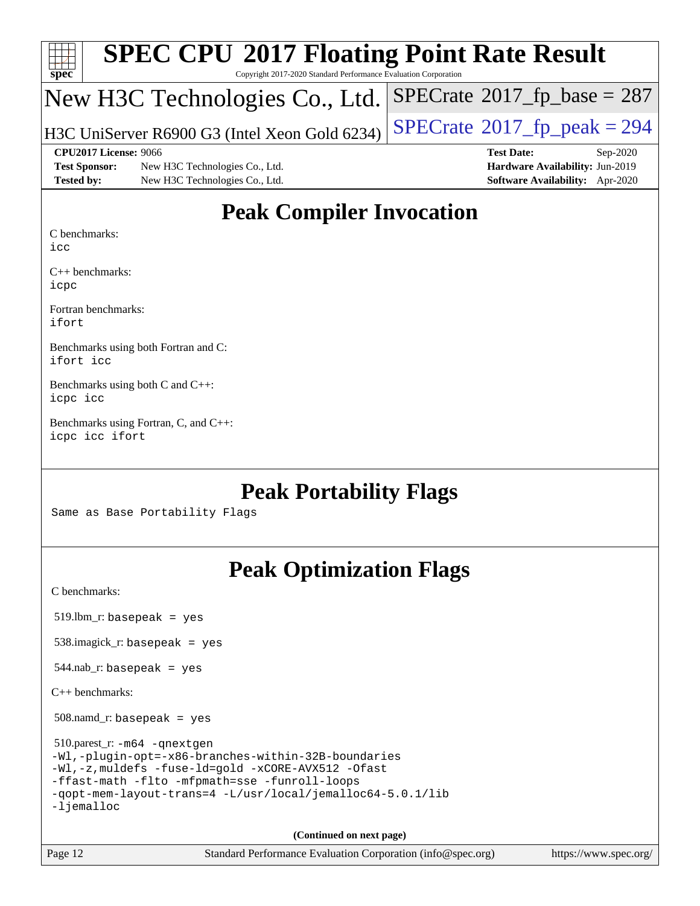# Peak Compiler Invocation

C benchmarks:
icc

C++ benchmarks:
icpc

Fortran benchmarks:
ifort

Benchmarks using both Fortran and C:
ifort icc

Benchmarks using both C and C++:
icpc icc

Benchmarks using Fortran, C, and C++:
icpc icc ifort

# Peak Portability Flags

Same as Base Portability Flags

# Peak Optimization Flags

C benchmarks:

519.lbm_r: basepeak = yes

538.imagick_r: basepeak = yes

544.nab_r: basepeak = yes

C++ benchmarks:

508.namd_r: basepeak = yes

510.parest_r: -m64 -qnextgen
-Wl,-plugin-opt=-x86-branches-within-32B-boundaries
-Wl,-z,muldefs -fuse-ld=gold -xCORE-AVX512 -Ofast
-ffast-math -flto -mfpmath=sse -funroll-loops
-qopt-mem-layout-trans=4 -L/usr/local/jemalloc64-5.0.1/lib
-ljemalloc

(Continued on next page)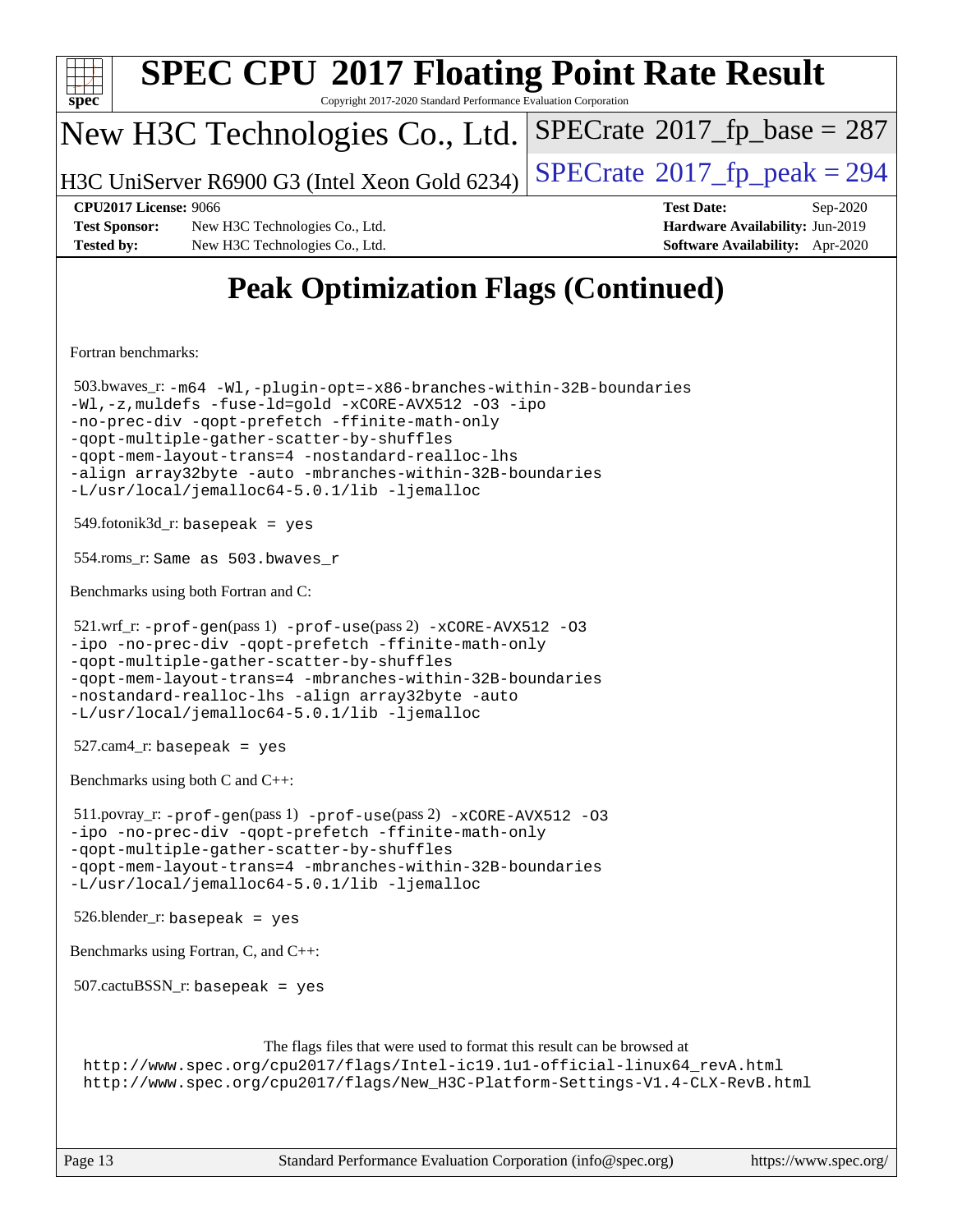# Peak Optimization Flags (Continued)

Fortran benchmarks:

503.bwaves_r:
```
-m64 -Wl,-plugin-opt=-x86-branches-within-32B-boundaries
-Wl,-z,muldefs -fuse-ld=gold -xCORE-AVX512 -O3 -ipo
-no-prec-div -qopt-prefetch -ffinite-math-only
-qopt-multiple-gather-scatter-by-shuffles
-qopt-mem-layout-trans=4 -nostandard-realloc-lhs
-align array32byte -auto -mbranches-within-32B-boundaries
-L/usr/local/jemalloc64-5.0.1/lib -ljemalloc
```

549.fotonik3d_r: `basepeak = yes`

554.roms_r: `Same as 503.bwaves_r`

Benchmarks using both Fortran and C:

521.wrf_r:
```
-prof-gen(pass 1) -prof-use(pass 2) -xCORE-AVX512 -O3
-ipo -no-prec-div -qopt-prefetch -ffinite-math-only
-qopt-multiple-gather-scatter-by-shuffles
-qopt-mem-layout-trans=4 -mbranches-within-32B-boundaries
-nostandard-realloc-lhs -align array32byte -auto
-L/usr/local/jemalloc64-5.0.1/lib -ljemalloc
```

527.cam4_r: `basepeak = yes`

Benchmarks using both C and C++:

511.povray_r:
```
-prof-gen(pass 1) -prof-use(pass 2) -xCORE-AVX512 -O3
-ipo -no-prec-div -qopt-prefetch -ffinite-math-only
-qopt-multiple-gather-scatter-by-shuffles
-qopt-mem-layout-trans=4 -mbranches-within-32B-boundaries
-L/usr/local/jemalloc64-5.0.1/lib -ljemalloc
```

526.blender_r: `basepeak = yes`

Benchmarks using Fortran, C, and C++:

507.cactuBSSN_r: `basepeak = yes`

The flags files that were used to format this result can be browsed at

http://www.spec.org/cpu2017/flags/Intel-ic19.1u1-official-linux64_revA.html
http://www.spec.org/cpu2017/flags/New_H3C-Platform-Settings-V1.4-CLX-RevB.html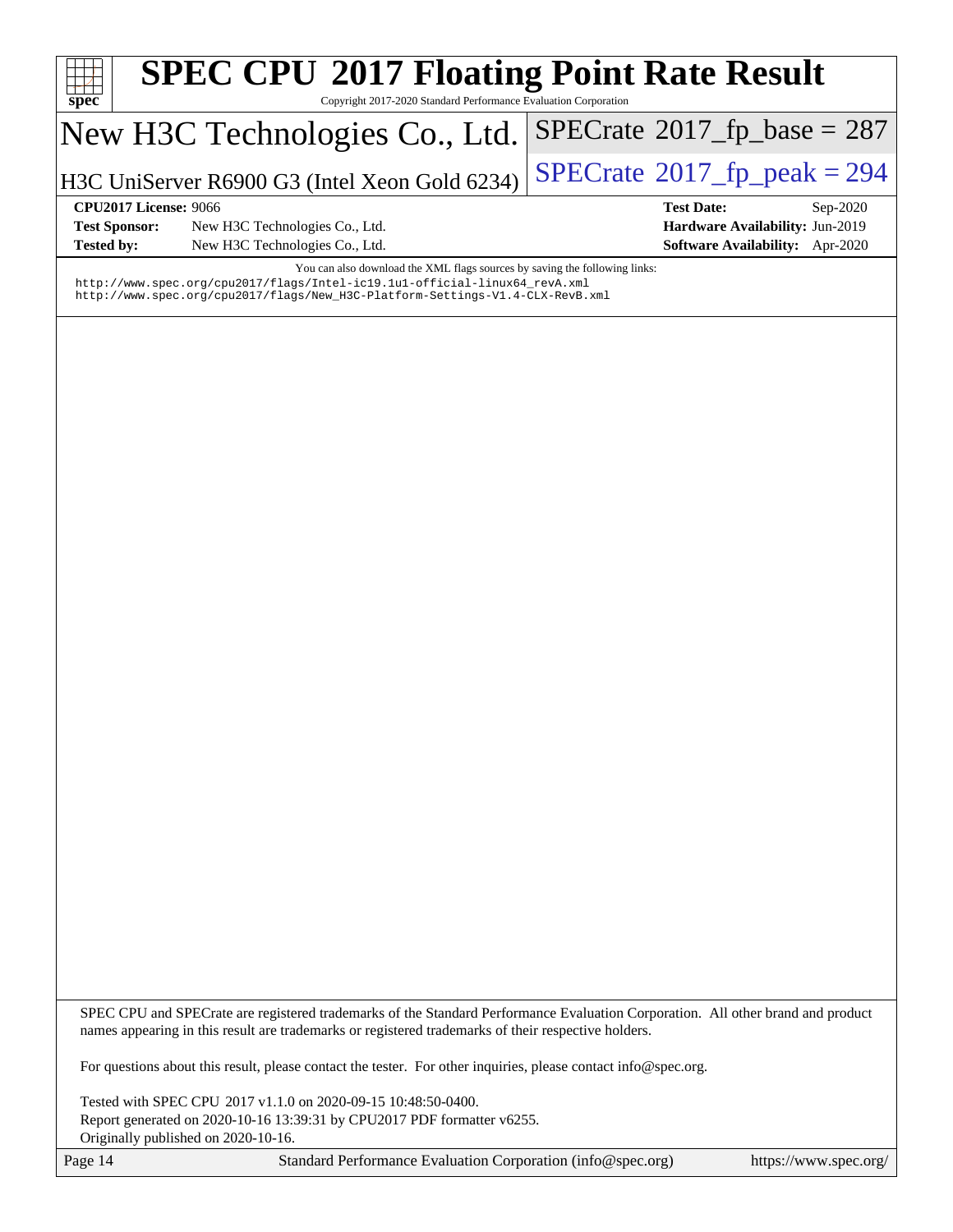# SPEC CPU 2017 Floating Point Rate Result

Copyright 2017-2020 Standard Performance Evaluation Corporation

## New H3C Technologies Co., Ltd.

H3C UniServer R6900 G3 (Intel Xeon Gold 6234)

SPECrate 2017_fp_base = 287

SPECrate 2017_fp_peak = 294

**CPU2017 License:** 9066
**Test Sponsor:** New H3C Technologies Co., Ltd.
**Tested by:** New H3C Technologies Co., Ltd.

**Test Date:** Sep-2020
**Hardware Availability:** Jun-2019
**Software Availability:** Apr-2020

You can also download the XML flags sources by saving the following links:
http://www.spec.org/cpu2017/flags/Intel-ic19.1u1-official-linux64_revA.xml
http://www.spec.org/cpu2017/flags/New_H3C-Platform-Settings-V1.4-CLX-RevB.xml

SPEC CPU and SPECrate are registered trademarks of the Standard Performance Evaluation Corporation. All other brand and product names appearing in this result are trademarks or registered trademarks of their respective holders.

For questions about this result, please contact the tester. For other inquiries, please contact info@spec.org.

Tested with SPEC CPU 2017 v1.1.0 on 2020-09-15 10:48:50-0400.
Report generated on 2020-10-16 13:39:31 by CPU2017 PDF formatter v6255.
Originally published on 2020-10-16.